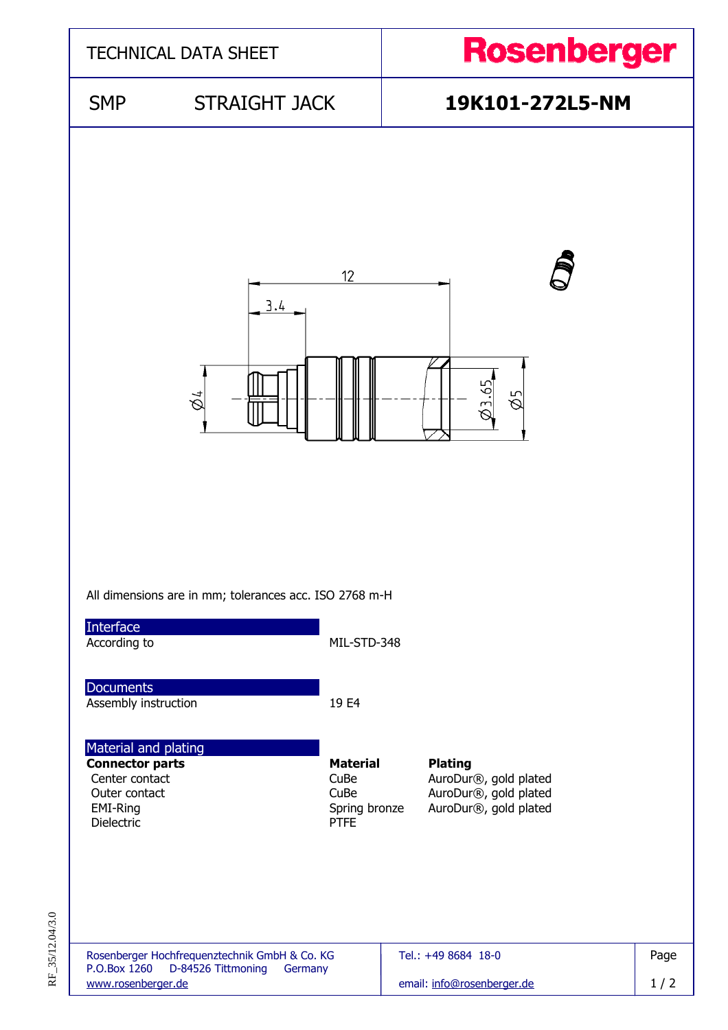# TECHNICAL DATA SHEET

**Rosenberger**

## SMP STRAIGHT JACK

**19K101-272L5-NM**

12

3.4

Ø4

Ø3.65

Ø5

All dimensions are in mm; tolerances acc. ISO 2768 m-H

### Interface

| | |
|---|---|
| According to | MIL-STD-348 |

### Documents

| | |
|---|---|
| Assembly instruction | 19 E4 |

### Material and plating

| **Connector parts** | **Material** | **Plating** |
|---|---|---|
| Center contact | CuBe | AuroDur®, gold plated |
| Outer contact | CuBe | AuroDur®, gold plated |
| EMI-Ring | Spring bronze | AuroDur®, gold plated |
| Dielectric | PTFE | |

Rosenberger Hochfrequenztechnik GmbH & Co. KG
P.O.Box 1260 D-84526 Tittmoning Germany
www.rosenberger.de

Tel.: +49 8684 18-0
email: info@rosenberger.de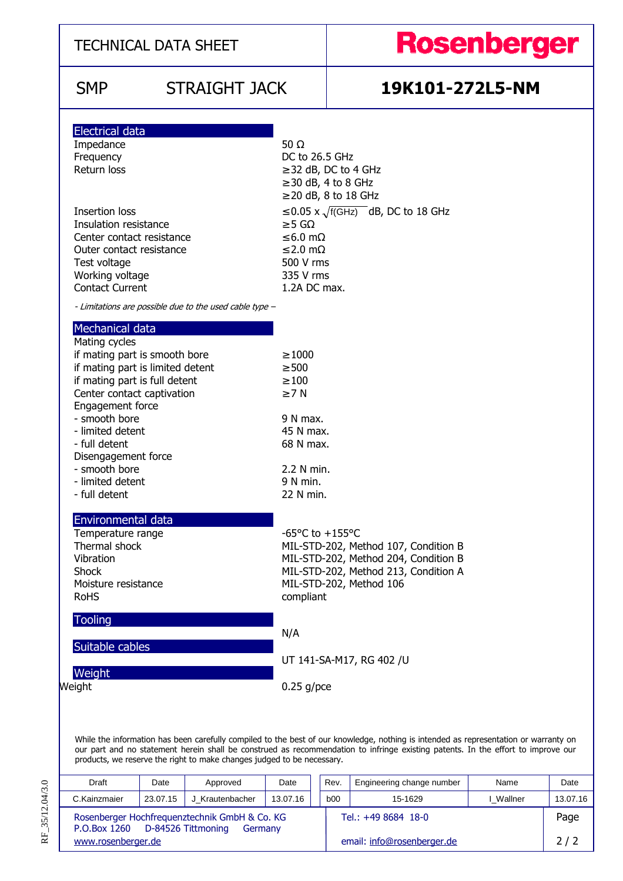# TECHNICAL DATA SHEET

**Rosenberger**

## SMP STRAIGHT JACK

## 19K101-272L5-NM

### Electrical data

| | |
|---|---|
| Impedance | 50 Ω |
| Frequency | DC to 26.5 GHz |
| Return loss | ≥32 dB, DC to 4 GHz<br>≥30 dB, 4 to 8 GHz<br>≥20 dB, 8 to 18 GHz |
| Insertion loss | ≤0.05 x $\sqrt{f(GHz)}$ dB, DC to 18 GHz |
| Insulation resistance | ≥5 GΩ |
| Center contact resistance | ≤6.0 mΩ |
| Outer contact resistance | ≤2.0 mΩ |
| Test voltage | 500 V rms |
| Working voltage | 335 V rms |
| Contact Current | 1.2A DC max. |

*- Limitations are possible due to the used cable type –*

### Mechanical data

| | |
|---|---|
| Mating cycles | |
| if mating part is smooth bore | ≥1000 |
| if mating part is limited detent | ≥500 |
| if mating part is full detent | ≥100 |
| Center contact captivation | ≥7 N |
| Engagement force | |
| - smooth bore | 9 N max. |
| - limited detent | 45 N max. |
| - full detent | 68 N max. |
| Disengagement force | |
| - smooth bore | 2.2 N min. |
| - limited detent | 9 N min. |
| - full detent | 22 N min. |

### Environmental data

| | |
|---|---|
| Temperature range | -65°C to +155°C |
| Thermal shock | MIL-STD-202, Method 107, Condition B |
| Vibration | MIL-STD-202, Method 204, Condition B |
| Shock | MIL-STD-202, Method 213, Condition A |
| Moisture resistance | MIL-STD-202, Method 106 |
| RoHS | compliant |

### Tooling

N/A

### Suitable cables

UT 141-SA-M17, RG 402 /U

### Weight

| | |
|---|---|
| Weight | 0.25 g/pce |

While the information has been carefully compiled to the best of our knowledge, nothing is intended as representation or warranty on our part and no statement herein shall be construed as recommendation to infringe existing patents. In the effort to improve our products, we reserve the right to make changes judged to be necessary.

| Draft | Date | Approved | Date | Rev. | Engineering change number | Name | Date |
|---|---|---|---|---|---|---|---|
| C.Kainzmaier | 23.07.15 | J_Krautenbacher | 13.07.16 | b00 | 15-1629 | I_Wallner | 13.07.16 |

Rosenberger Hochfrequenztechnik GmbH & Co. KG
P.O.Box 1260 D-84526 Tittmoning Germany
www.rosenberger.de

Tel.: +49 8684 18-0
email: info@rosenberger.de

RF_35/12.04/3.0